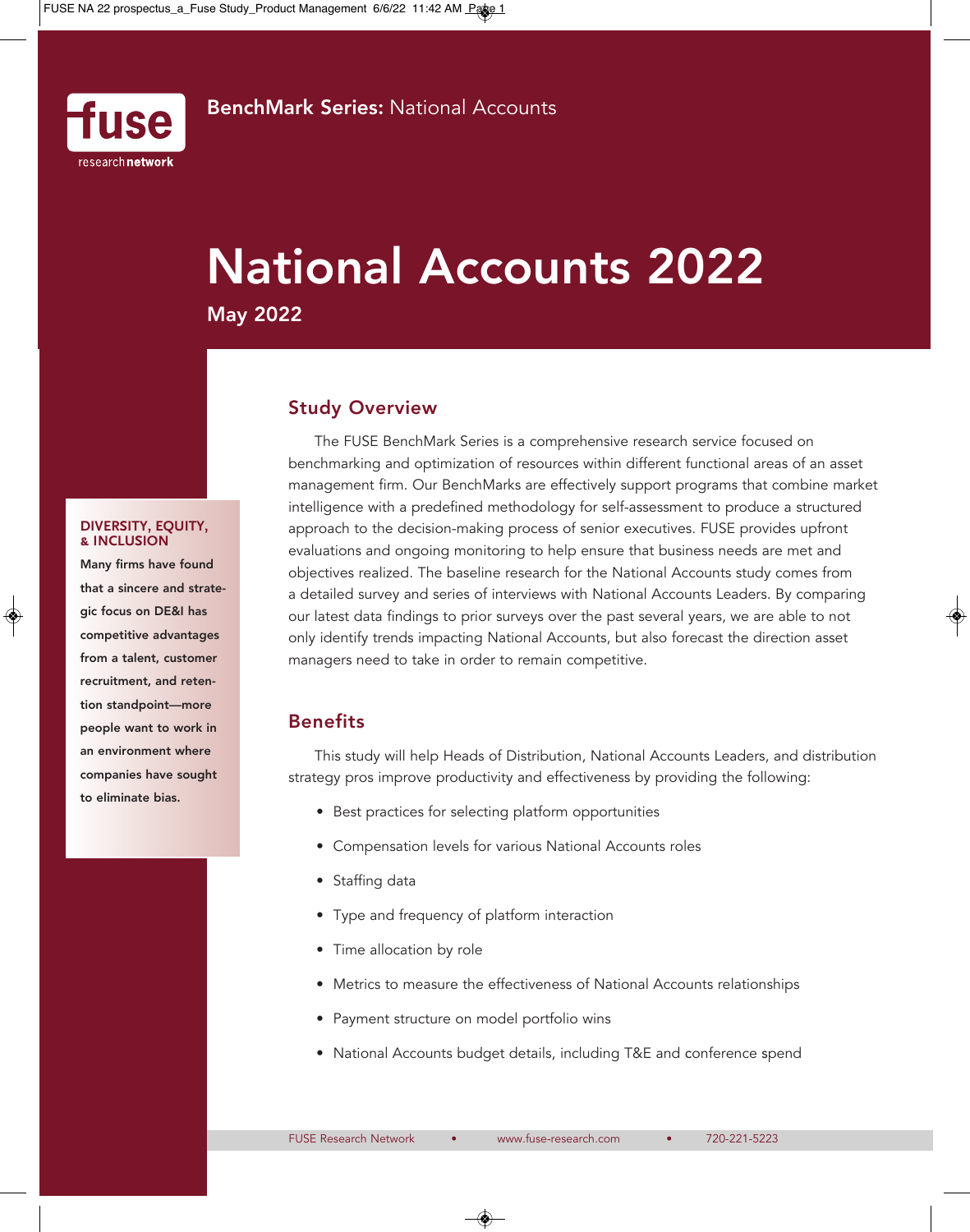fuse
research network

**BenchMark Series:** National Accounts

# National Accounts 2022

**May 2022**

**DIVERSITY, EQUITY, & INCLUSION**

**Many firms have found that a sincere and strategic focus on DE&I has competitive advantages from a talent, customer recruitment, and retention standpoint—more people want to work in an environment where companies have sought to eliminate bias.**

## Study Overview

The FUSE BenchMark Series is a comprehensive research service focused on benchmarking and optimization of resources within different functional areas of an asset management firm. Our BenchMarks are effectively support programs that combine market intelligence with a predefined methodology for self-assessment to produce a structured approach to the decision-making process of senior executives. FUSE provides upfront evaluations and ongoing monitoring to help ensure that business needs are met and objectives realized. The baseline research for the National Accounts study comes from a detailed survey and series of interviews with National Accounts Leaders. By comparing our latest data findings to prior surveys over the past several years, we are able to not only identify trends impacting National Accounts, but also forecast the direction asset managers need to take in order to remain competitive.

## Benefits

This study will help Heads of Distribution, National Accounts Leaders, and distribution strategy pros improve productivity and effectiveness by providing the following:

- Best practices for selecting platform opportunities
- Compensation levels for various National Accounts roles
- Staffing data
- Type and frequency of platform interaction
- Time allocation by role
- Metrics to measure the effectiveness of National Accounts relationships
- Payment structure on model portfolio wins
- National Accounts budget details, including T&E and conference spend

FUSE Research Network • www.fuse-research.com • 720-221-5223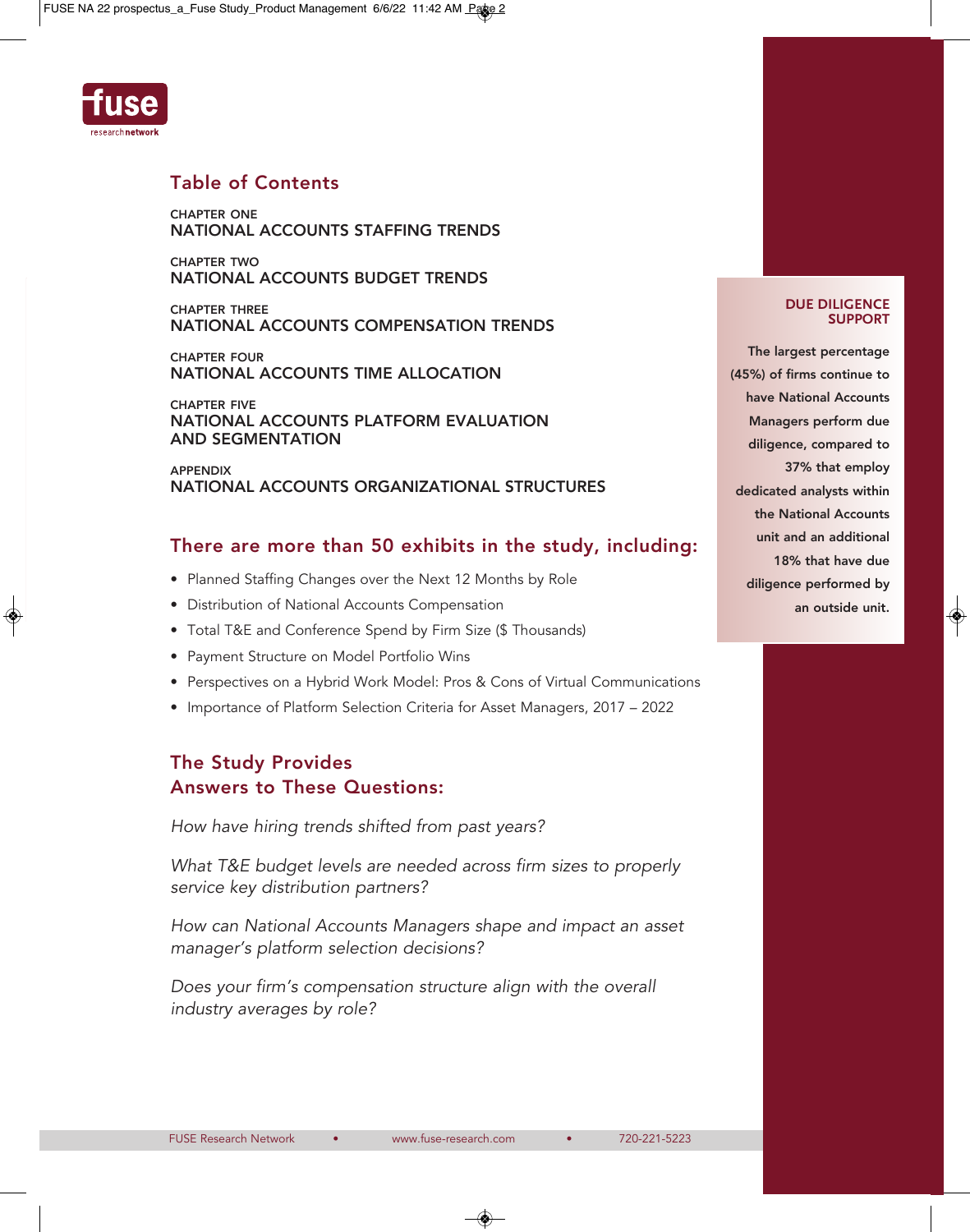## Table of Contents

CHAPTER ONE
**NATIONAL ACCOUNTS STAFFING TRENDS**

CHAPTER TWO
**NATIONAL ACCOUNTS BUDGET TRENDS**

CHAPTER THREE
**NATIONAL ACCOUNTS COMPENSATION TRENDS**

CHAPTER FOUR
**NATIONAL ACCOUNTS TIME ALLOCATION**

CHAPTER FIVE
**NATIONAL ACCOUNTS PLATFORM EVALUATION AND SEGMENTATION**

APPENDIX
**NATIONAL ACCOUNTS ORGANIZATIONAL STRUCTURES**

## There are more than 50 exhibits in the study, including:

- Planned Staffing Changes over the Next 12 Months by Role
- Distribution of National Accounts Compensation
- Total T&E and Conference Spend by Firm Size ($ Thousands)
- Payment Structure on Model Portfolio Wins
- Perspectives on a Hybrid Work Model: Pros & Cons of Virtual Communications
- Importance of Platform Selection Criteria for Asset Managers, 2017 – 2022

## The Study Provides Answers to These Questions:

*How have hiring trends shifted from past years?*

*What T&E budget levels are needed across firm sizes to properly service key distribution partners?*

*How can National Accounts Managers shape and impact an asset manager's platform selection decisions?*

*Does your firm's compensation structure align with the overall industry averages by role?*

### DUE DILIGENCE SUPPORT

**The largest percentage (45%) of firms continue to have National Accounts Managers perform due diligence, compared to 37% that employ dedicated analysts within the National Accounts unit and an additional 18% that have due diligence performed by an outside unit.**

FUSE Research Network • www.fuse-research.com • 720-221-5223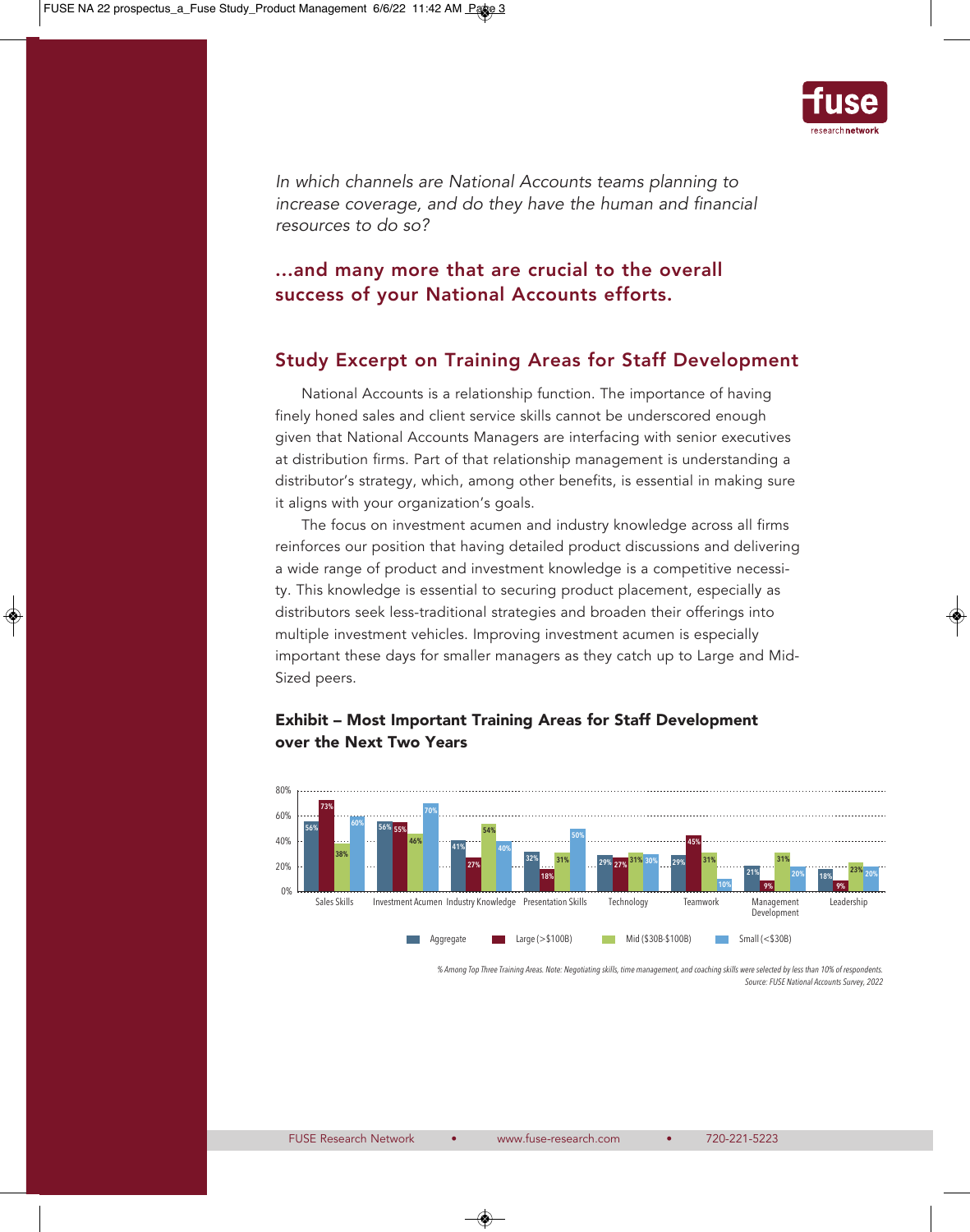*In which channels are National Accounts teams planning to increase coverage, and do they have the human and financial resources to do so?*

## ...and many more that are crucial to the overall success of your National Accounts efforts.

## Study Excerpt on Training Areas for Staff Development

National Accounts is a relationship function. The importance of having finely honed sales and client service skills cannot be underscored enough given that National Accounts Managers are interfacing with senior executives at distribution firms. Part of that relationship management is understanding a distributor's strategy, which, among other benefits, is essential in making sure it aligns with your organization's goals.

The focus on investment acumen and industry knowledge across all firms reinforces our position that having detailed product discussions and delivering a wide range of product and investment knowledge is a competitive necessity. This knowledge is essential to securing product placement, especially as distributors seek less-traditional strategies and broaden their offerings into multiple investment vehicles. Improving investment acumen is especially important these days for smaller managers as they catch up to Large and Mid-Sized peers.

**Exhibit – Most Important Training Areas for Staff Development over the Next Two Years**

| Training Area | Aggregate | Large (>$100B) | Mid ($30B-$100B) | Small (<$30B) |
|---|---|---|---|---|
| Sales Skills | 56% | 73% | 38% | 60% |
| Investment Acumen | 56% | 55% | 46% | 70% |
| Industry Knowledge | 41% | 27% | 54% | 40% |
| Presentation Skills | 32% | 18% | 31% | 50% |
| Technology | 29% | 27% | 31% | 30% |
| Teamwork | 29% | 45% | 31% | 10% |
| Management Development | 21% | 9% | 31% | 20% |
| Leadership | 18% | 9% | 23% | 20% |

*% Among Top Three Training Areas. Note: Negotiating skills, time management, and coaching skills were selected by less than 10% of respondents.*
*Source: FUSE National Accounts Survey, 2022*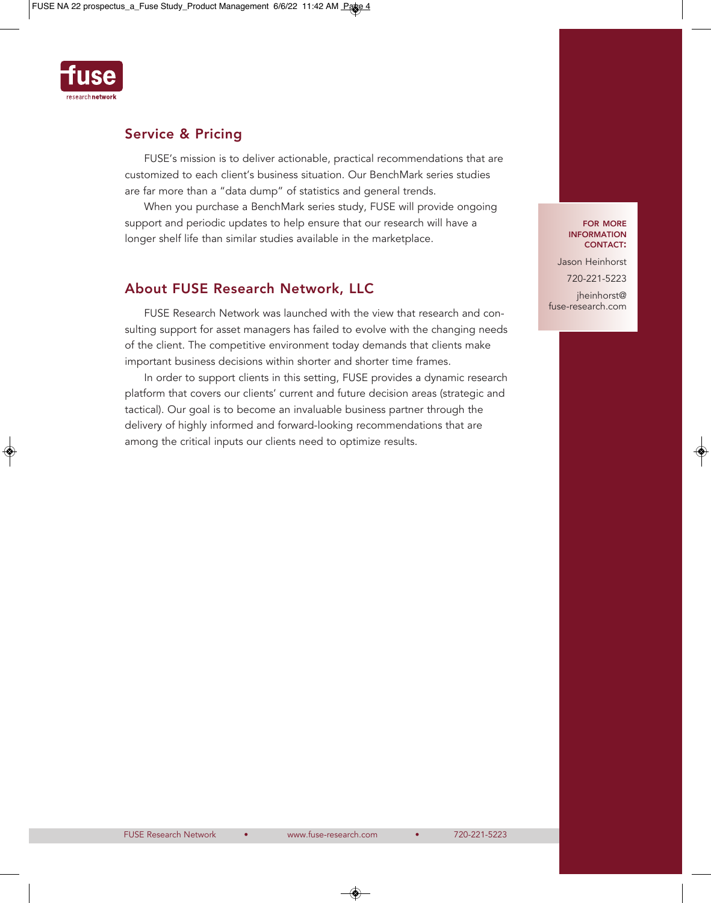fuse research network

## Service & Pricing

FUSE's mission is to deliver actionable, practical recommendations that are customized to each client's business situation. Our BenchMark series studies are far more than a "data dump" of statistics and general trends.

When you purchase a BenchMark series study, FUSE will provide ongoing support and periodic updates to help ensure that our research will have a longer shelf life than similar studies available in the marketplace.

## About FUSE Research Network, LLC

FUSE Research Network was launched with the view that research and consulting support for asset managers has failed to evolve with the changing needs of the client. The competitive environment today demands that clients make important business decisions within shorter and shorter time frames.

In order to support clients in this setting, FUSE provides a dynamic research platform that covers our clients' current and future decision areas (strategic and tactical). Our goal is to become an invaluable business partner through the delivery of highly informed and forward-looking recommendations that are among the critical inputs our clients need to optimize results.

**FOR MORE INFORMATION CONTACT:**

Jason Heinhorst

720-221-5223

jheinhorst@fuse-research.com

FUSE Research Network • www.fuse-research.com • 720-221-5223